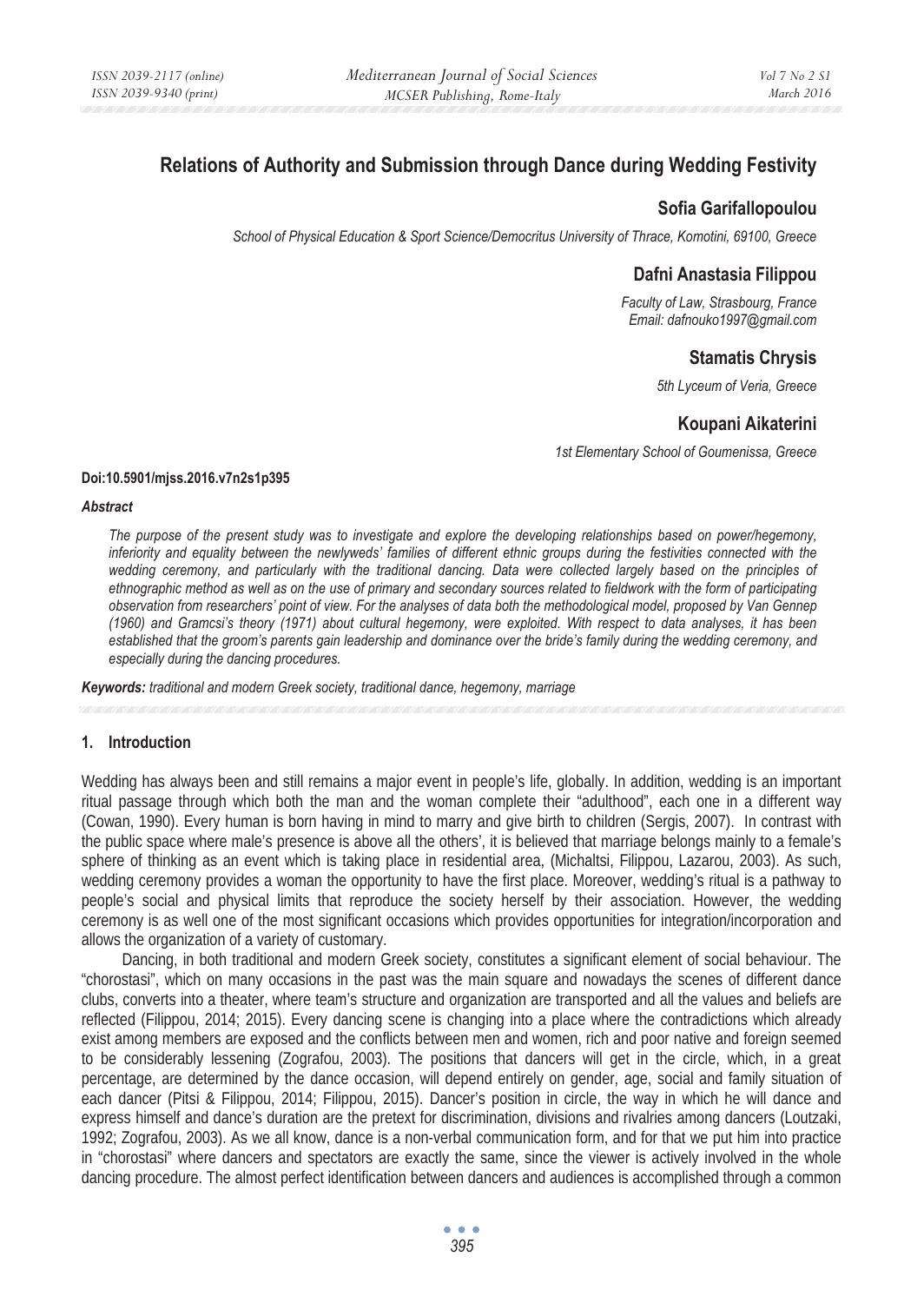# Relations of Authority and Submission through Dance during Wedding Festivity

**Sofia Garifallopoulou**

*School of Physical Education & Sport Science/Democritus University of Thrace, Komotini, 69100, Greece*

**Dafni Anastasia Filippou**

*Faculty of Law, Strasbourg, France*
*Email: dafnouko1997@gmail.com*

**Stamatis Chrysis**

*5th Lyceum of Veria, Greece*

**Koupani Aikaterini**

*1st Elementary School of Goumenissa, Greece*

**Doi:10.5901/mjss.2016.v7n2s1p395**

***Abstract***

*The purpose of the present study was to investigate and explore the developing relationships based on power/hegemony, inferiority and equality between the newlyweds' families of different ethnic groups during the festivities connected with the wedding ceremony, and particularly with the traditional dancing. Data were collected largely based on the principles of ethnographic method as well as on the use of primary and secondary sources related to fieldwork with the form of participating observation from researchers' point of view. For the analyses of data both the methodological model, proposed by Van Gennep (1960) and Gramcsi's theory (1971) about cultural hegemony, were exploited. With respect to data analyses, it has been established that the groom's parents gain leadership and dominance over the bride's family during the wedding ceremony, and especially during the dancing procedures.*

***Keywords:*** *traditional and modern Greek society, traditional dance, hegemony, marriage*

## 1. Introduction

Wedding has always been and still remains a major event in people's life, globally. In addition, wedding is an important ritual passage through which both the man and the woman complete their "adulthood", each one in a different way (Cowan, 1990). Every human is born having in mind to marry and give birth to children (Sergis, 2007). In contrast with the public space where male's presence is above all the others', it is believed that marriage belongs mainly to a female's sphere of thinking as an event which is taking place in residential area, (Michaltsi, Filippou, Lazarou, 2003). As such, wedding ceremony provides a woman the opportunity to have the first place. Moreover, wedding's ritual is a pathway to people's social and physical limits that reproduce the society herself by their association. However, the wedding ceremony is as well one of the most significant occasions which provides opportunities for integration/incorporation and allows the organization of a variety of customary.

Dancing, in both traditional and modern Greek society, constitutes a significant element of social behaviour. The "chorostasi", which on many occasions in the past was the main square and nowadays the scenes of different dance clubs, converts into a theater, where team's structure and organization are transported and all the values and beliefs are reflected (Filippou, 2014; 2015). Every dancing scene is changing into a place where the contradictions which already exist among members are exposed and the conflicts between men and women, rich and poor native and foreign seemed to be considerably lessening (Zografou, 2003). The positions that dancers will get in the circle, which, in a great percentage, are determined by the dance occasion, will depend entirely on gender, age, social and family situation of each dancer (Pitsi & Filippou, 2014; Filippou, 2015). Dancer's position in circle, the way in which he will dance and express himself and dance's duration are the pretext for discrimination, divisions and rivalries among dancers (Loutzaki, 1992; Zografou, 2003). As we all know, dance is a non-verbal communication form, and for that we put him into practice in "chorostasi" where dancers and spectators are exactly the same, since the viewer is actively involved in the whole dancing procedure. The almost perfect identification between dancers and audiences is accomplished through a common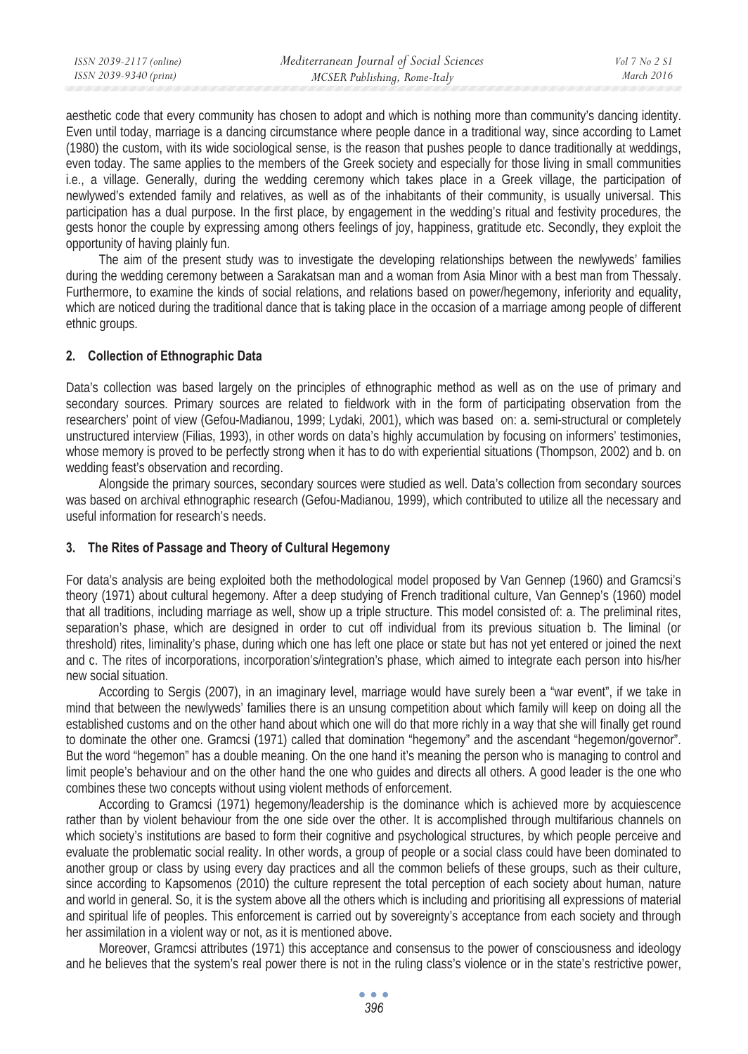aesthetic code that every community has chosen to adopt and which is nothing more than community's dancing identity. Even until today, marriage is a dancing circumstance where people dance in a traditional way, since according to Lamet (1980) the custom, with its wide sociological sense, is the reason that pushes people to dance traditionally at weddings, even today. The same applies to the members of the Greek society and especially for those living in small communities i.e., a village. Generally, during the wedding ceremony which takes place in a Greek village, the participation of newlywed's extended family and relatives, as well as of the inhabitants of their community, is usually universal. This participation has a dual purpose. In the first place, by engagement in the wedding's ritual and festivity procedures, the gests honor the couple by expressing among others feelings of joy, happiness, gratitude etc. Secondly, they exploit the opportunity of having plainly fun.

The aim of the present study was to investigate the developing relationships between the newlyweds' families during the wedding ceremony between a Sarakatsan man and a woman from Asia Minor with a best man from Thessaly. Furthermore, to examine the kinds of social relations, and relations based on power/hegemony, inferiority and equality, which are noticed during the traditional dance that is taking place in the occasion of a marriage among people of different ethnic groups.

## 2. Collection of Ethnographic Data

Data's collection was based largely on the principles of ethnographic method as well as on the use of primary and secondary sources. Primary sources are related to fieldwork with in the form of participating observation from the researchers' point of view (Gefou-Madianou, 1999; Lydaki, 2001), which was based on: a. semi-structural or completely unstructured interview (Filias, 1993), in other words on data's highly accumulation by focusing on informers' testimonies, whose memory is proved to be perfectly strong when it has to do with experiential situations (Thompson, 2002) and b. on wedding feast's observation and recording.

Alongside the primary sources, secondary sources were studied as well. Data's collection from secondary sources was based on archival ethnographic research (Gefou-Madianou, 1999), which contributed to utilize all the necessary and useful information for research's needs.

## 3. The Rites of Passage and Theory of Cultural Hegemony

For data's analysis are being exploited both the methodological model proposed by Van Gennep (1960) and Gramcsi's theory (1971) about cultural hegemony. After a deep studying of French traditional culture, Van Gennep's (1960) model that all traditions, including marriage as well, show up a triple structure. This model consisted of: a. The preliminal rites, separation's phase, which are designed in order to cut off individual from its previous situation b. The liminal (or threshold) rites, liminality's phase, during which one has left one place or state but has not yet entered or joined the next and c. The rites of incorporations, incorporation's/integration's phase, which aimed to integrate each person into his/her new social situation.

According to Sergis (2007), in an imaginary level, marriage would have surely been a "war event", if we take in mind that between the newlyweds' families there is an unsung competition about which family will keep on doing all the established customs and on the other hand about which one will do that more richly in a way that she will finally get round to dominate the other one. Gramcsi (1971) called that domination "hegemony" and the ascendant "hegemon/governor". But the word "hegemon" has a double meaning. On the one hand it's meaning the person who is managing to control and limit people's behaviour and on the other hand the one who guides and directs all others. A good leader is the one who combines these two concepts without using violent methods of enforcement.

According to Gramcsi (1971) hegemony/leadership is the dominance which is achieved more by acquiescence rather than by violent behaviour from the one side over the other. It is accomplished through multifarious channels on which society's institutions are based to form their cognitive and psychological structures, by which people perceive and evaluate the problematic social reality. In other words, a group of people or a social class could have been dominated to another group or class by using every day practices and all the common beliefs of these groups, such as their culture, since according to Kapsomenos (2010) the culture represent the total perception of each society about human, nature and world in general. So, it is the system above all the others which is including and prioritising all expressions of material and spiritual life of peoples. This enforcement is carried out by sovereignty's acceptance from each society and through her assimilation in a violent way or not, as it is mentioned above.

Moreover, Gramcsi attributes (1971) this acceptance and consensus to the power of consciousness and ideology and he believes that the system's real power there is not in the ruling class's violence or in the state's restrictive power,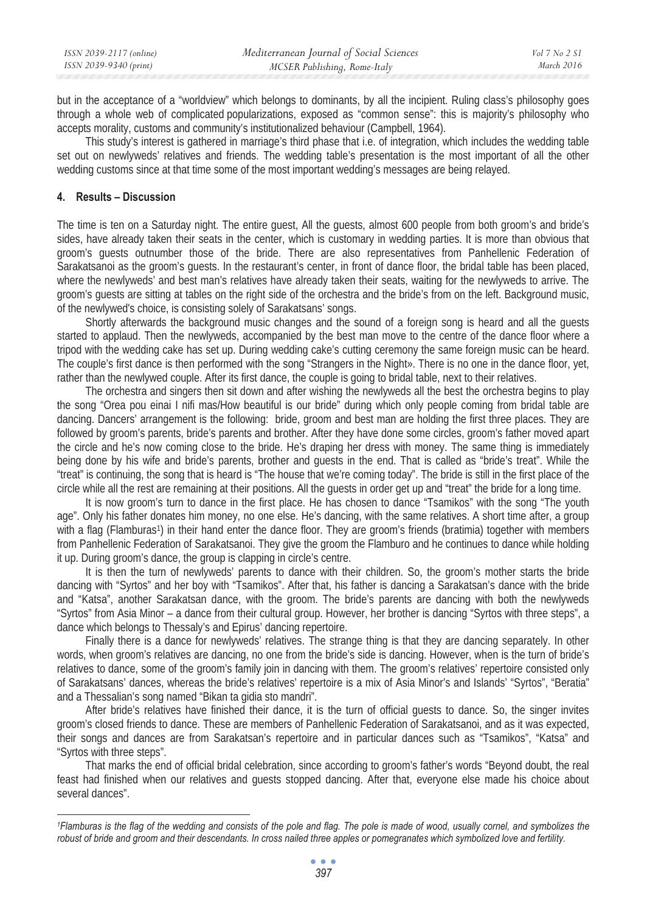but in the acceptance of a "worldview" which belongs to dominants, by all the incipient. Ruling class's philosophy goes through a whole web of complicated popularizations, exposed as "common sense": this is majority's philosophy who accepts morality, customs and community's institutionalized behaviour (Campbell, 1964).

This study's interest is gathered in marriage's third phase that i.e. of integration, which includes the wedding table set out on newlyweds' relatives and friends. The wedding table's presentation is the most important of all the other wedding customs since at that time some of the most important wedding's messages are being relayed.

## 4. Results – Discussion

The time is ten on a Saturday night. The entire guest, All the guests, almost 600 people from both groom's and bride's sides, have already taken their seats in the center, which is customary in wedding parties. It is more than obvious that groom's guests outnumber those of the bride. There are also representatives from Panhellenic Federation of Sarakatsanoi as the groom's guests. In the restaurant's center, in front of dance floor, the bridal table has been placed, where the newlyweds' and best man's relatives have already taken their seats, waiting for the newlyweds to arrive. The groom's guests are sitting at tables on the right side of the orchestra and the bride's from on the left. Background music, of the newlywed's choice, is consisting solely of Sarakatsans' songs.

Shortly afterwards the background music changes and the sound of a foreign song is heard and all the guests started to applaud. Then the newlyweds, accompanied by the best man move to the centre of the dance floor where a tripod with the wedding cake has set up. During wedding cake's cutting ceremony the same foreign music can be heard. The couple's first dance is then performed with the song "Strangers in the Night». There is no one in the dance floor, yet, rather than the newlywed couple. After its first dance, the couple is going to bridal table, next to their relatives.

The orchestra and singers then sit down and after wishing the newlyweds all the best the orchestra begins to play the song "Orea pou einai I nifi mas/How beautiful is our bride" during which only people coming from bridal table are dancing. Dancers' arrangement is the following: bride, groom and best man are holding the first three places. They are followed by groom's parents, bride's parents and brother. After they have done some circles, groom's father moved apart the circle and he's now coming close to the bride. He's draping her dress with money. The same thing is immediately being done by his wife and bride's parents, brother and guests in the end. That is called as "bride's treat". While the "treat" is continuing, the song that is heard is "The house that we're coming today". The bride is still in the first place of the circle while all the rest are remaining at their positions. All the guests in order get up and "treat" the bride for a long time.

It is now groom's turn to dance in the first place. He has chosen to dance "Tsamikos" with the song "The youth age". Only his father donates him money, no one else. He's dancing, with the same relatives. A short time after, a group with a flag (Flamburas[1]) in their hand enter the dance floor. They are groom's friends (bratimia) together with members from Panhellenic Federation of Sarakatsanoi. They give the groom the Flamburo and he continues to dance while holding it up. During groom's dance, the group is clapping in circle's centre.

It is then the turn of newlyweds' parents to dance with their children. So, the groom's mother starts the bride dancing with "Syrtos" and her boy with "Tsamikos". After that, his father is dancing a Sarakatsan's dance with the bride and "Katsa", another Sarakatsan dance, with the groom. The bride's parents are dancing with both the newlyweds "Syrtos" from Asia Minor – a dance from their cultural group. However, her brother is dancing "Syrtos with three steps", a dance which belongs to Thessaly's and Epirus' dancing repertoire.

Finally there is a dance for newlyweds' relatives. The strange thing is that they are dancing separately. In other words, when groom's relatives are dancing, no one from the bride's side is dancing. However, when is the turn of bride's relatives to dance, some of the groom's family join in dancing with them. The groom's relatives' repertoire consisted only of Sarakatsans' dances, whereas the bride's relatives' repertoire is a mix of Asia Minor's and Islands' "Syrtos", "Beratia" and a Thessalian's song named "Bikan ta gidia sto mandri".

After bride's relatives have finished their dance, it is the turn of official guests to dance. So, the singer invites groom's closed friends to dance. These are members of Panhellenic Federation of Sarakatsanoi, and as it was expected, their songs and dances are from Sarakatsan's repertoire and in particular dances such as "Tsamikos", "Katsa" and "Syrtos with three steps".

That marks the end of official bridal celebration, since according to groom's father's words "Beyond doubt, the real feast had finished when our relatives and guests stopped dancing. After that, everyone else made his choice about several dances".

---

*[1]Flamburas is the flag of the wedding and consists of the pole and flag. The pole is made of wood, usually cornel, and symbolizes the robust of bride and groom and their descendants. In cross nailed three apples or pomegranates which symbolized love and fertility.*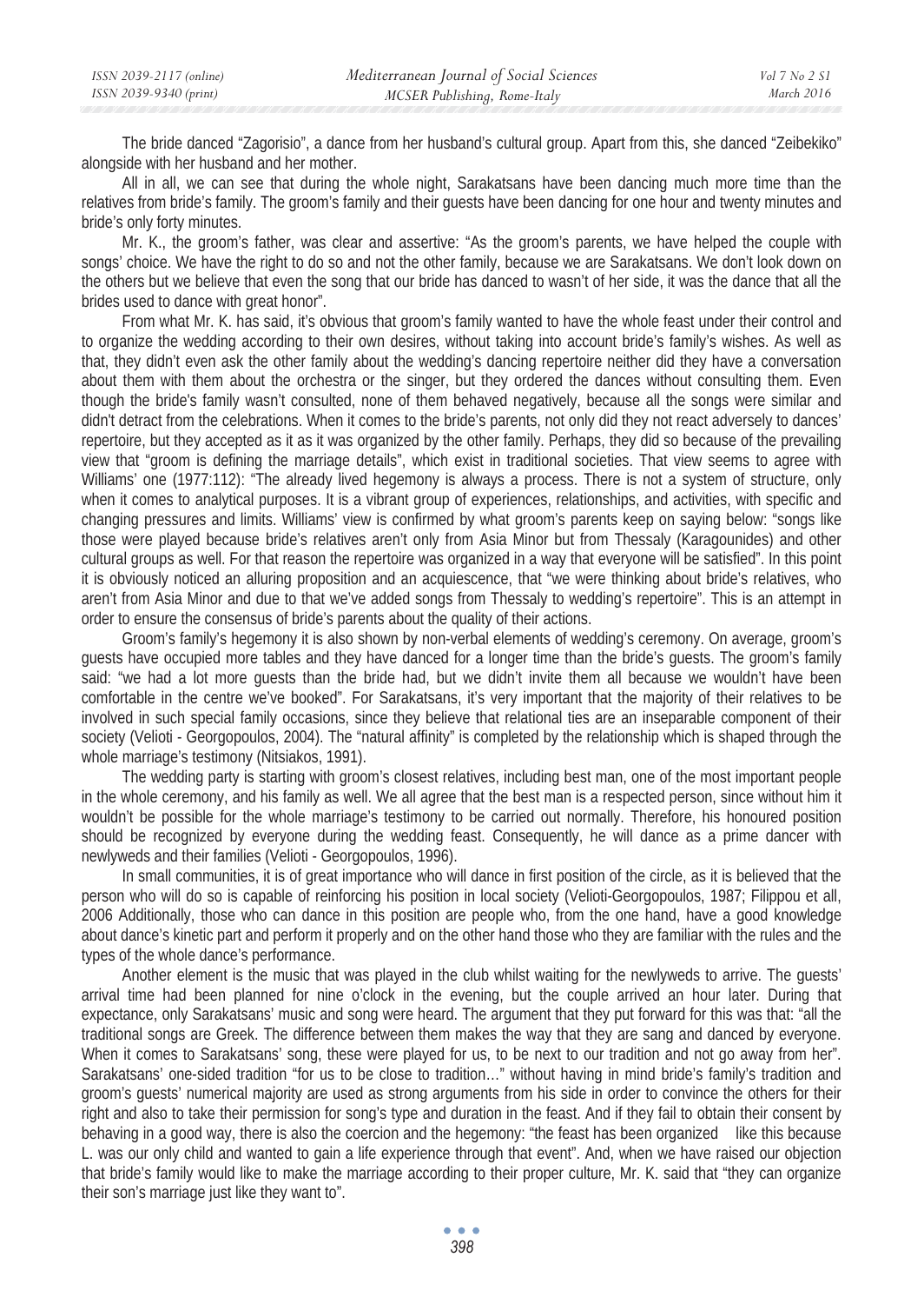The bride danced "Zagorisio", a dance from her husband's cultural group. Apart from this, she danced "Zeibekiko" alongside with her husband and her mother.

All in all, we can see that during the whole night, Sarakatsans have been dancing much more time than the relatives from bride's family. The groom's family and their guests have been dancing for one hour and twenty minutes and bride's only forty minutes.

Mr. K., the groom's father, was clear and assertive: "As the groom's parents, we have helped the couple with songs' choice. We have the right to do so and not the other family, because we are Sarakatsans. We don't look down on the others but we believe that even the song that our bride has danced to wasn't of her side, it was the dance that all the brides used to dance with great honor".

From what Mr. K. has said, it's obvious that groom's family wanted to have the whole feast under their control and to organize the wedding according to their own desires, without taking into account bride's family's wishes. As well as that, they didn't even ask the other family about the wedding's dancing repertoire neither did they have a conversation about them with them about the orchestra or the singer, but they ordered the dances without consulting them. Even though the bride's family wasn't consulted, none of them behaved negatively, because all the songs were similar and didn't detract from the celebrations. When it comes to the bride's parents, not only did they not react adversely to dances' repertoire, but they accepted as it as it was organized by the other family. Perhaps, they did so because of the prevailing view that "groom is defining the marriage details", which exist in traditional societies. That view seems to agree with Williams' one (1977:112): "The already lived hegemony is always a process. There is not a system of structure, only when it comes to analytical purposes. It is a vibrant group of experiences, relationships, and activities, with specific and changing pressures and limits. Williams' view is confirmed by what groom's parents keep on saying below: "songs like those were played because bride's relatives aren't only from Asia Minor but from Thessaly (Karagounides) and other cultural groups as well. For that reason the repertoire was organized in a way that everyone will be satisfied". In this point it is obviously noticed an alluring proposition and an acquiescence, that "we were thinking about bride's relatives, who aren't from Asia Minor and due to that we've added songs from Thessaly to wedding's repertoire". This is an attempt in order to ensure the consensus of bride's parents about the quality of their actions.

Groom's family's hegemony it is also shown by non-verbal elements of wedding's ceremony. On average, groom's guests have occupied more tables and they have danced for a longer time than the bride's guests. The groom's family said: "we had a lot more guests than the bride had, but we didn't invite them all because we wouldn't have been comfortable in the centre we've booked". For Sarakatsans, it's very important that the majority of their relatives to be involved in such special family occasions, since they believe that relational ties are an inseparable component of their society (Velioti - Georgopoulos, 2004). The "natural affinity" is completed by the relationship which is shaped through the whole marriage's testimony (Nitsiakos, 1991).

The wedding party is starting with groom's closest relatives, including best man, one of the most important people in the whole ceremony, and his family as well. We all agree that the best man is a respected person, since without him it wouldn't be possible for the whole marriage's testimony to be carried out normally. Therefore, his honoured position should be recognized by everyone during the wedding feast. Consequently, he will dance as a prime dancer with newlyweds and their families (Velioti - Georgopoulos, 1996).

In small communities, it is of great importance who will dance in first position of the circle, as it is believed that the person who will do so is capable of reinforcing his position in local society (Velioti-Georgopoulos, 1987; Filippou et all, 2006 Additionally, those who can dance in this position are people who, from the one hand, have a good knowledge about dance's kinetic part and perform it properly and on the other hand those who they are familiar with the rules and the types of the whole dance's performance.

Another element is the music that was played in the club whilst waiting for the newlyweds to arrive. The guests' arrival time had been planned for nine o'clock in the evening, but the couple arrived an hour later. During that expectance, only Sarakatsans' music and song were heard. The argument that they put forward for this was that: "all the traditional songs are Greek. The difference between them makes the way that they are sang and danced by everyone. When it comes to Sarakatsans' song, these were played for us, to be next to our tradition and not go away from her". Sarakatsans' one-sided tradition "for us to be close to tradition…" without having in mind bride's family's tradition and groom's guests' numerical majority are used as strong arguments from his side in order to convince the others for their right and also to take their permission for song's type and duration in the feast. And if they fail to obtain their consent by behaving in a good way, there is also the coercion and the hegemony: "the feast has been organized like this because L. was our only child and wanted to gain a life experience through that event". And, when we have raised our objection that bride's family would like to make the marriage according to their proper culture, Mr. K. said that "they can organize their son's marriage just like they want to".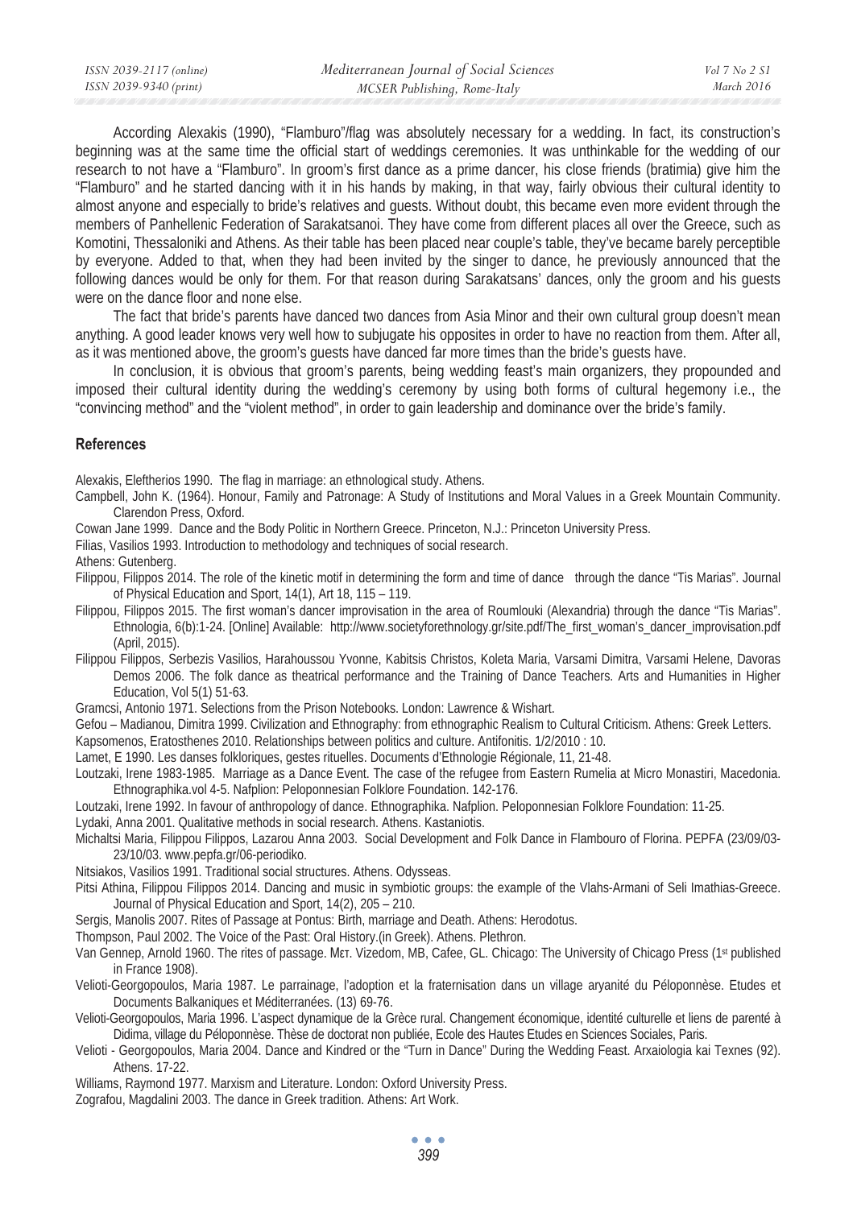According Alexakis (1990), "Flamburo"/flag was absolutely necessary for a wedding. In fact, its construction's beginning was at the same time the official start of weddings ceremonies. It was unthinkable for the wedding of our research to not have a "Flamburo". In groom's first dance as a prime dancer, his close friends (bratimia) give him the "Flamburo" and he started dancing with it in his hands by making, in that way, fairly obvious their cultural identity to almost anyone and especially to bride's relatives and guests. Without doubt, this became even more evident through the members of Panhellenic Federation of Sarakatsanoi. They have come from different places all over the Greece, such as Komotini, Thessaloniki and Athens. As their table has been placed near couple's table, they've became barely perceptible by everyone. Added to that, when they had been invited by the singer to dance, he previously announced that the following dances would be only for them. For that reason during Sarakatsans' dances, only the groom and his guests were on the dance floor and none else.

The fact that bride's parents have danced two dances from Asia Minor and their own cultural group doesn't mean anything. A good leader knows very well how to subjugate his opposites in order to have no reaction from them. After all, as it was mentioned above, the groom's guests have danced far more times than the bride's guests have.

In conclusion, it is obvious that groom's parents, being wedding feast's main organizers, they propounded and imposed their cultural identity during the wedding's ceremony by using both forms of cultural hegemony i.e., the "convincing method" and the "violent method", in order to gain leadership and dominance over the bride's family.

## References

Alexakis, Eleftherios 1990. The flag in marriage: an ethnological study. Athens.

Campbell, John K. (1964). Honour, Family and Patronage: A Study of Institutions and Moral Values in a Greek Mountain Community. Clarendon Press, Oxford.

Cowan Jane 1999. Dance and the Body Politic in Northern Greece. Princeton, N.J.: Princeton University Press.

Filias, Vasilios 1993. Introduction to methodology and techniques of social research.

Athens: Gutenberg.

Filippou, Filippos 2014. The role of the kinetic motif in determining the form and time of dance through the dance "Tis Marias". Journal of Physical Education and Sport, 14(1), Art 18, 115 – 119.

Filippou, Filippos 2015. The first woman's dancer improvisation in the area of Roumlouki (Alexandria) through the dance "Tis Marias". Ethnologia, 6(b):1-24. [Online] Available: http://www.societyforethnology.gr/site.pdf/The_first_woman's_dancer_improvisation.pdf (April, 2015).

Filippou Filippos, Serbezis Vasilios, Harahoussou Yvonne, Kabitsis Christos, Koleta Maria, Varsami Dimitra, Varsami Helene, Davoras Demos 2006. The folk dance as theatrical performance and the Training of Dance Teachers. Arts and Humanities in Higher Education, Vol 5(1) 51-63.

Gramcsi, Antonio 1971. Selections from the Prison Notebooks. London: Lawrence & Wishart.

Gefou – Madianou, Dimitra 1999. Civilization and Ethnography: from ethnographic Realism to Cultural Criticism. Athens: Greek Letters.

Kapsomenos, Eratosthenes 2010. Relationships between politics and culture. Antifonitis. 1/2/2010 : 10.

Lamet, E 1990. Les danses folkloriques, gestes rituelles. Documents d'Ethnologie Régionale, 11, 21-48.

Loutzaki, Irene 1983-1985. Marriage as a Dance Event. The case of the refugee from Eastern Rumelia at Micro Monastiri, Macedonia. Ethnographika.vol 4-5. Nafplion: Peloponnesian Folklore Foundation. 142-176.

Loutzaki, Irene 1992. In favour of anthropology of dance. Ethnographika. Nafplion. Peloponnesian Folklore Foundation: 11-25.

Lydaki, Anna 2001. Qualitative methods in social research. Athens. Kastaniotis.

Michaltsi Maria, Filippou Filippos, Lazarou Anna 2003. Social Development and Folk Dance in Flambouro of Florina. PEPFA (23/09/03-23/10/03. www.pepfa.gr/06-periodiko.

Nitsiakos, Vasilios 1991. Traditional social structures. Athens. Odysseas.

Pitsi Athina, Filippou Filippos 2014. Dancing and music in symbiotic groups: the example of the Vlahs-Armani of Seli Imathias-Greece. Journal of Physical Education and Sport, 14(2), 205 – 210.

Sergis, Manolis 2007. Rites of Passage at Pontus: Birth, marriage and Death. Athens: Herodotus.

Thompson, Paul 2002. The Voice of the Past: Oral History.(in Greek). Athens. Plethron.

Van Gennep, Arnold 1960. The rites of passage. Μετ. Vizedom, MB, Cafee, GL. Chicago: The University of Chicago Press (1st published in France 1908).

Velioti-Georgopoulos, Maria 1987. Le parrainage, l'adoption et la fraternisation dans un village aryanité du Péloponnèse. Etudes et Documents Balkaniques et Méditerranées. (13) 69-76.

Velioti-Georgopoulos, Maria 1996. L'aspect dynamique de la Grèce rural. Changement économique, identité culturelle et liens de parenté à Didima, village du Péloponnèse. Thèse de doctorat non publiée, Ecole des Hautes Etudes en Sciences Sociales, Paris.

Velioti - Georgopoulos, Maria 2004. Dance and Kindred or the "Turn in Dance" During the Wedding Feast. Arxaiologia kai Texnes (92). Athens. 17-22.

Williams, Raymond 1977. Marxism and Literature. London: Oxford University Press.

Zografou, Magdalini 2003. The dance in Greek tradition. Athens: Art Work.